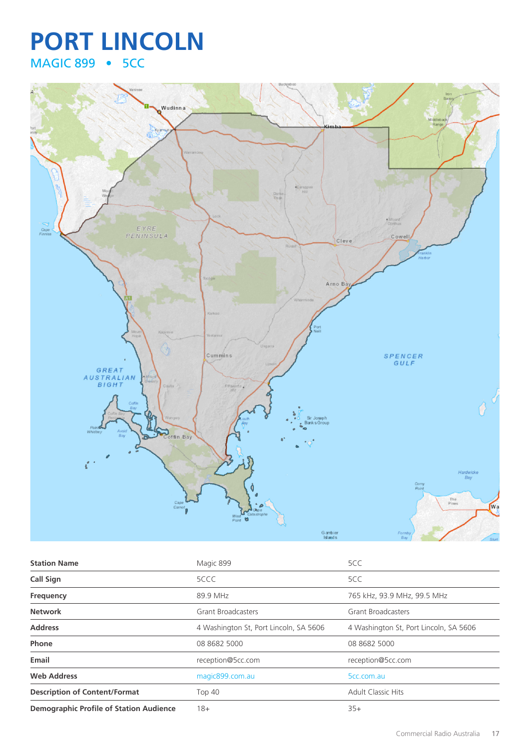# PORT LINCOLN

## MAGIC 899 • 5CC

| Station Name | Magic 899 | 5CC |
| --- | --- | --- |
| Call Sign | 5CCC | 5CC |
| Frequency | 89.9 MHz | 765 kHz, 93.9 MHz, 99.5 MHz |
| Network | Grant Broadcasters | Grant Broadcasters |
| Address | 4 Washington St, Port Lincoln, SA 5606 | 4 Washington St, Port Lincoln, SA 5606 |
| Phone | 08 8682 5000 | 08 8682 5000 |
| Email | reception@5cc.com | reception@5cc.com |
| Web Address | magic899.com.au | 5cc.com.au |
| Description of Content/Format | Top 40 | Adult Classic Hits |
| Demographic Profile of Station Audience | 18+ | 35+ |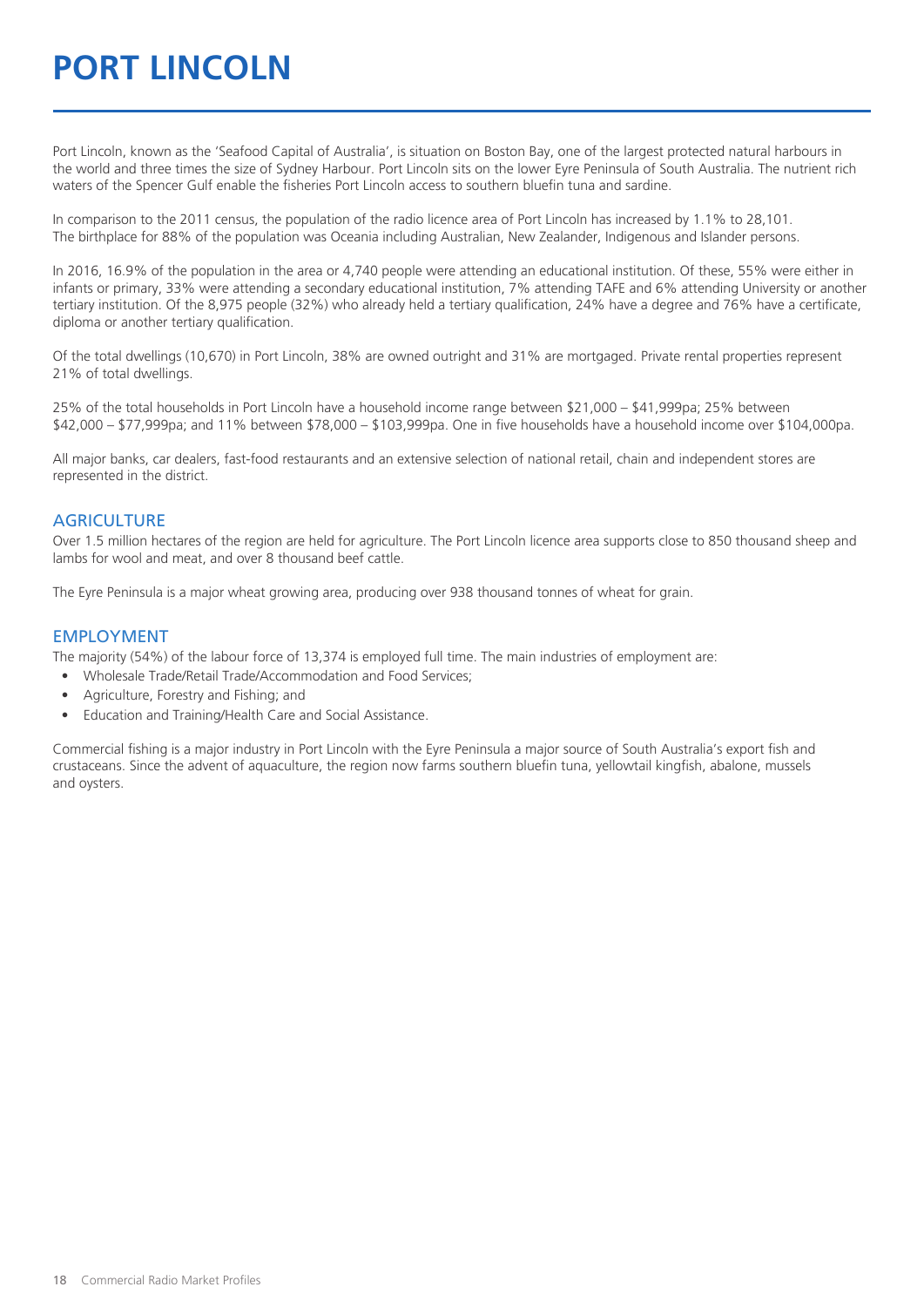# PORT LINCOLN

Port Lincoln, known as the 'Seafood Capital of Australia', is situation on Boston Bay, one of the largest protected natural harbours in the world and three times the size of Sydney Harbour. Port Lincoln sits on the lower Eyre Peninsula of South Australia. The nutrient rich waters of the Spencer Gulf enable the fisheries Port Lincoln access to southern bluefin tuna and sardine.

In comparison to the 2011 census, the population of the radio licence area of Port Lincoln has increased by 1.1% to 28,101. The birthplace for 88% of the population was Oceania including Australian, New Zealander, Indigenous and Islander persons.

In 2016, 16.9% of the population in the area or 4,740 people were attending an educational institution. Of these, 55% were either in infants or primary, 33% were attending a secondary educational institution, 7% attending TAFE and 6% attending University or another tertiary institution. Of the 8,975 people (32%) who already held a tertiary qualification, 24% have a degree and 76% have a certificate, diploma or another tertiary qualification.

Of the total dwellings (10,670) in Port Lincoln, 38% are owned outright and 31% are mortgaged. Private rental properties represent 21% of total dwellings.

25% of the total households in Port Lincoln have a household income range between $21,000 – $41,999pa; 25% between $42,000 – $77,999pa; and 11% between $78,000 – $103,999pa. One in five households have a household income over $104,000pa.

All major banks, car dealers, fast-food restaurants and an extensive selection of national retail, chain and independent stores are represented in the district.

## AGRICULTURE

Over 1.5 million hectares of the region are held for agriculture. The Port Lincoln licence area supports close to 850 thousand sheep and lambs for wool and meat, and over 8 thousand beef cattle.

The Eyre Peninsula is a major wheat growing area, producing over 938 thousand tonnes of wheat for grain.

## EMPLOYMENT

The majority (54%) of the labour force of 13,374 is employed full time. The main industries of employment are:

- Wholesale Trade/Retail Trade/Accommodation and Food Services;
- Agriculture, Forestry and Fishing; and
- Education and Training/Health Care and Social Assistance.

Commercial fishing is a major industry in Port Lincoln with the Eyre Peninsula a major source of South Australia's export fish and crustaceans. Since the advent of aquaculture, the region now farms southern bluefin tuna, yellowtail kingfish, abalone, mussels and oysters.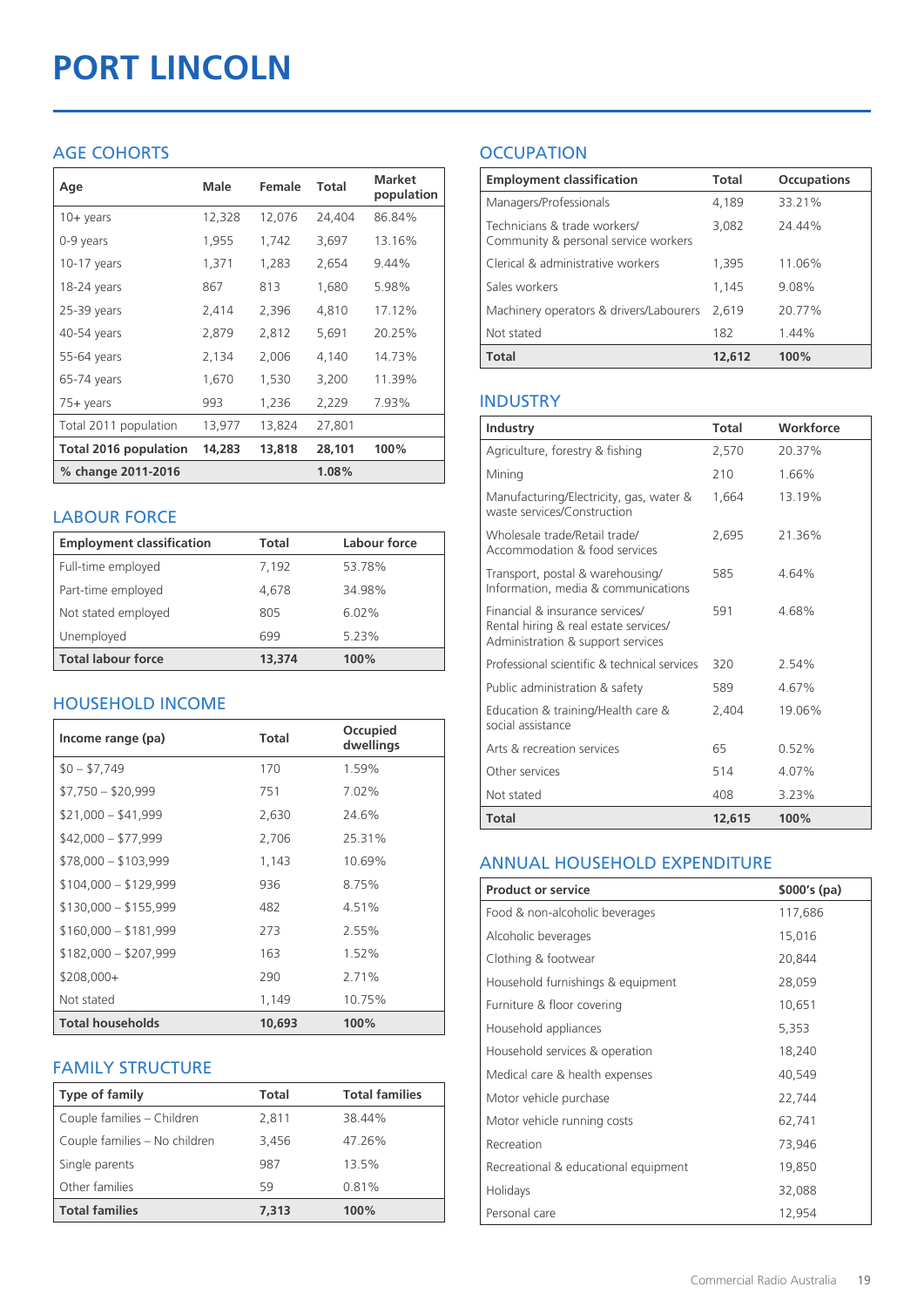# PORT LINCOLN

## AGE COHORTS

| Age | Male | Female | Total | Market population |
|---|---|---|---|---|
| 10+ years | 12,328 | 12,076 | 24,404 | 86.84% |
| 0-9 years | 1,955 | 1,742 | 3,697 | 13.16% |
| 10-17 years | 1,371 | 1,283 | 2,654 | 9.44% |
| 18-24 years | 867 | 813 | 1,680 | 5.98% |
| 25-39 years | 2,414 | 2,396 | 4,810 | 17.12% |
| 40-54 years | 2,879 | 2,812 | 5,691 | 20.25% |
| 55-64 years | 2,134 | 2,006 | 4,140 | 14.73% |
| 65-74 years | 1,670 | 1,530 | 3,200 | 11.39% |
| 75+ years | 993 | 1,236 | 2,229 | 7.93% |
| Total 2011 population | 13,977 | 13,824 | 27,801 | |
| **Total 2016 population** | **14,283** | **13,818** | **28,101** | **100%** |
| **% change 2011-2016** | | | **1.08%** | |

## LABOUR FORCE

| Employment classification | Total | Labour force |
|---|---|---|
| Full-time employed | 7,192 | 53.78% |
| Part-time employed | 4,678 | 34.98% |
| Not stated employed | 805 | 6.02% |
| Unemployed | 699 | 5.23% |
| **Total labour force** | **13,374** | **100%** |

## HOUSEHOLD INCOME

| Income range (pa) | Total | Occupied dwellings |
|---|---|---|
| $0 – $7,749 | 170 | 1.59% |
| $7,750 – $20,999 | 751 | 7.02% |
| $21,000 – $41,999 | 2,630 | 24.6% |
| $42,000 – $77,999 | 2,706 | 25.31% |
| $78,000 – $103,999 | 1,143 | 10.69% |
| $104,000 – $129,999 | 936 | 8.75% |
| $130,000 – $155,999 | 482 | 4.51% |
| $160,000 – $181,999 | 273 | 2.55% |
| $182,000 – $207,999 | 163 | 1.52% |
| $208,000+ | 290 | 2.71% |
| Not stated | 1,149 | 10.75% |
| **Total households** | **10,693** | **100%** |

## FAMILY STRUCTURE

| Type of family | Total | Total families |
|---|---|---|
| Couple families – Children | 2,811 | 38.44% |
| Couple families – No children | 3,456 | 47.26% |
| Single parents | 987 | 13.5% |
| Other families | 59 | 0.81% |
| **Total families** | **7,313** | **100%** |

## OCCUPATION

| Employment classification | Total | Occupations |
|---|---|---|
| Managers/Professionals | 4,189 | 33.21% |
| Technicians & trade workers/ Community & personal service workers | 3,082 | 24.44% |
| Clerical & administrative workers | 1,395 | 11.06% |
| Sales workers | 1,145 | 9.08% |
| Machinery operators & drivers/Labourers | 2,619 | 20.77% |
| Not stated | 182 | 1.44% |
| **Total** | **12,612** | **100%** |

## INDUSTRY

| Industry | Total | Workforce |
|---|---|---|
| Agriculture, forestry & fishing | 2,570 | 20.37% |
| Mining | 210 | 1.66% |
| Manufacturing/Electricity, gas, water & waste services/Construction | 1,664 | 13.19% |
| Wholesale trade/Retail trade/ Accommodation & food services | 2,695 | 21.36% |
| Transport, postal & warehousing/ Information, media & communications | 585 | 4.64% |
| Financial & insurance services/ Rental hiring & real estate services/ Administration & support services | 591 | 4.68% |
| Professional scientific & technical services | 320 | 2.54% |
| Public administration & safety | 589 | 4.67% |
| Education & training/Health care & social assistance | 2,404 | 19.06% |
| Arts & recreation services | 65 | 0.52% |
| Other services | 514 | 4.07% |
| Not stated | 408 | 3.23% |
| **Total** | **12,615** | **100%** |

## ANNUAL HOUSEHOLD EXPENDITURE

| Product or service | $000's (pa) |
|---|---|
| Food & non-alcoholic beverages | 117,686 |
| Alcoholic beverages | 15,016 |
| Clothing & footwear | 20,844 |
| Household furnishings & equipment | 28,059 |
| Furniture & floor covering | 10,651 |
| Household appliances | 5,353 |
| Household services & operation | 18,240 |
| Medical care & health expenses | 40,549 |
| Motor vehicle purchase | 22,744 |
| Motor vehicle running costs | 62,741 |
| Recreation | 73,946 |
| Recreational & educational equipment | 19,850 |
| Holidays | 32,088 |
| Personal care | 12,954 |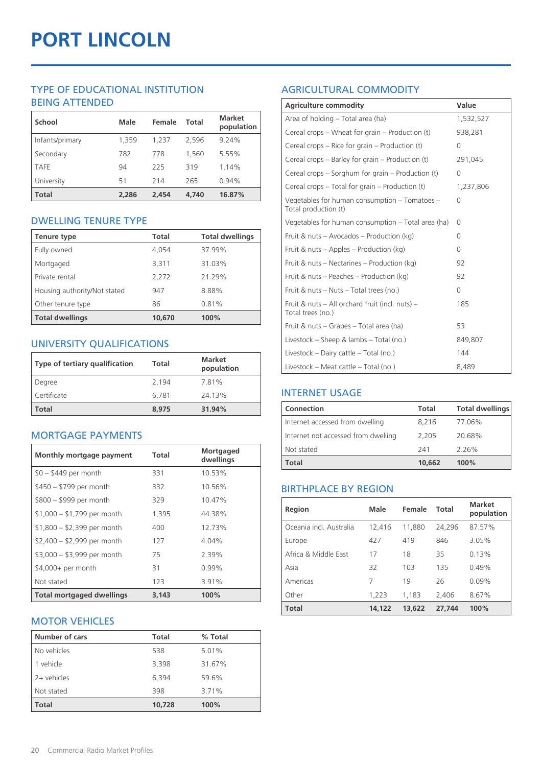# PORT LINCOLN

## TYPE OF EDUCATIONAL INSTITUTION BEING ATTENDED

| School | Male | Female | Total | Market population |
|---|---|---|---|---|
| Infants/primary | 1,359 | 1,237 | 2,596 | 9.24% |
| Secondary | 782 | 778 | 1,560 | 5.55% |
| TAFE | 94 | 225 | 319 | 1.14% |
| University | 51 | 214 | 265 | 0.94% |
| **Total** | **2,286** | **2,454** | **4,740** | **16.87%** |

## DWELLING TENURE TYPE

| Tenure type | Total | Total dwellings |
|---|---|---|
| Fully owned | 4,054 | 37.99% |
| Mortgaged | 3,311 | 31.03% |
| Private rental | 2,272 | 21.29% |
| Housing authority/Not stated | 947 | 8.88% |
| Other tenure type | 86 | 0.81% |
| **Total dwellings** | **10,670** | **100%** |

## UNIVERSITY QUALIFICATIONS

| Type of tertiary qualification | Total | Market population |
|---|---|---|
| Degree | 2,194 | 7.81% |
| Certificate | 6,781 | 24.13% |
| **Total** | **8,975** | **31.94%** |

## MORTGAGE PAYMENTS

| Monthly mortgage payment | Total | Mortgaged dwellings |
|---|---|---|
| $0 – $449 per month | 331 | 10.53% |
| $450 – $799 per month | 332 | 10.56% |
| $800 – $999 per month | 329 | 10.47% |
| $1,000 – $1,799 per month | 1,395 | 44.38% |
| $1,800 – $2,399 per month | 400 | 12.73% |
| $2,400 – $2,999 per month | 127 | 4.04% |
| $3,000 – $3,999 per month | 75 | 2.39% |
| $4,000+ per month | 31 | 0.99% |
| Not stated | 123 | 3.91% |
| **Total mortgaged dwellings** | **3,143** | **100%** |

## MOTOR VEHICLES

| Number of cars | Total | % Total |
|---|---|---|
| No vehicles | 538 | 5.01% |
| 1 vehicle | 3,398 | 31.67% |
| 2+ vehicles | 6,394 | 59.6% |
| Not stated | 398 | 3.71% |
| **Total** | **10,728** | **100%** |

## AGRICULTURAL COMMODITY

| Agriculture commodity | Value |
|---|---|
| Area of holding – Total area (ha) | 1,532,527 |
| Cereal crops – Wheat for grain – Production (t) | 938,281 |
| Cereal crops – Rice for grain – Production (t) | 0 |
| Cereal crops – Barley for grain – Production (t) | 291,045 |
| Cereal crops – Sorghum for grain – Production (t) | 0 |
| Cereal crops – Total for grain – Production (t) | 1,237,806 |
| Vegetables for human consumption – Tomatoes – Total production (t) | 0 |
| Vegetables for human consumption – Total area (ha) | 0 |
| Fruit & nuts – Avocados – Production (kg) | 0 |
| Fruit & nuts – Apples – Production (kg) | 0 |
| Fruit & nuts – Nectarines – Production (kg) | 92 |
| Fruit & nuts – Peaches – Production (kg) | 92 |
| Fruit & nuts – Nuts – Total trees (no.) | 0 |
| Fruit & nuts – All orchard fruit (incl. nuts) – Total trees (no.) | 185 |
| Fruit & nuts – Grapes – Total area (ha) | 53 |
| Livestock – Sheep & lambs – Total (no.) | 849,807 |
| Livestock – Dairy cattle – Total (no.) | 144 |
| Livestock – Meat cattle – Total (no.) | 8,489 |

## INTERNET USAGE

| Connection | Total | Total dwellings |
|---|---|---|
| Internet accessed from dwelling | 8,216 | 77.06% |
| Internet not accessed from dwelling | 2,205 | 20.68% |
| Not stated | 241 | 2.26% |
| **Total** | **10,662** | **100%** |

## BIRTHPLACE BY REGION

| Region | Male | Female | Total | Market population |
|---|---|---|---|---|
| Oceania incl. Australia | 12,416 | 11,880 | 24,296 | 87.57% |
| Europe | 427 | 419 | 846 | 3.05% |
| Africa & Middle East | 17 | 18 | 35 | 0.13% |
| Asia | 32 | 103 | 135 | 0.49% |
| Americas | 7 | 19 | 26 | 0.09% |
| Other | 1,223 | 1,183 | 2,406 | 8.67% |
| **Total** | **14,122** | **13,622** | **27,744** | **100%** |